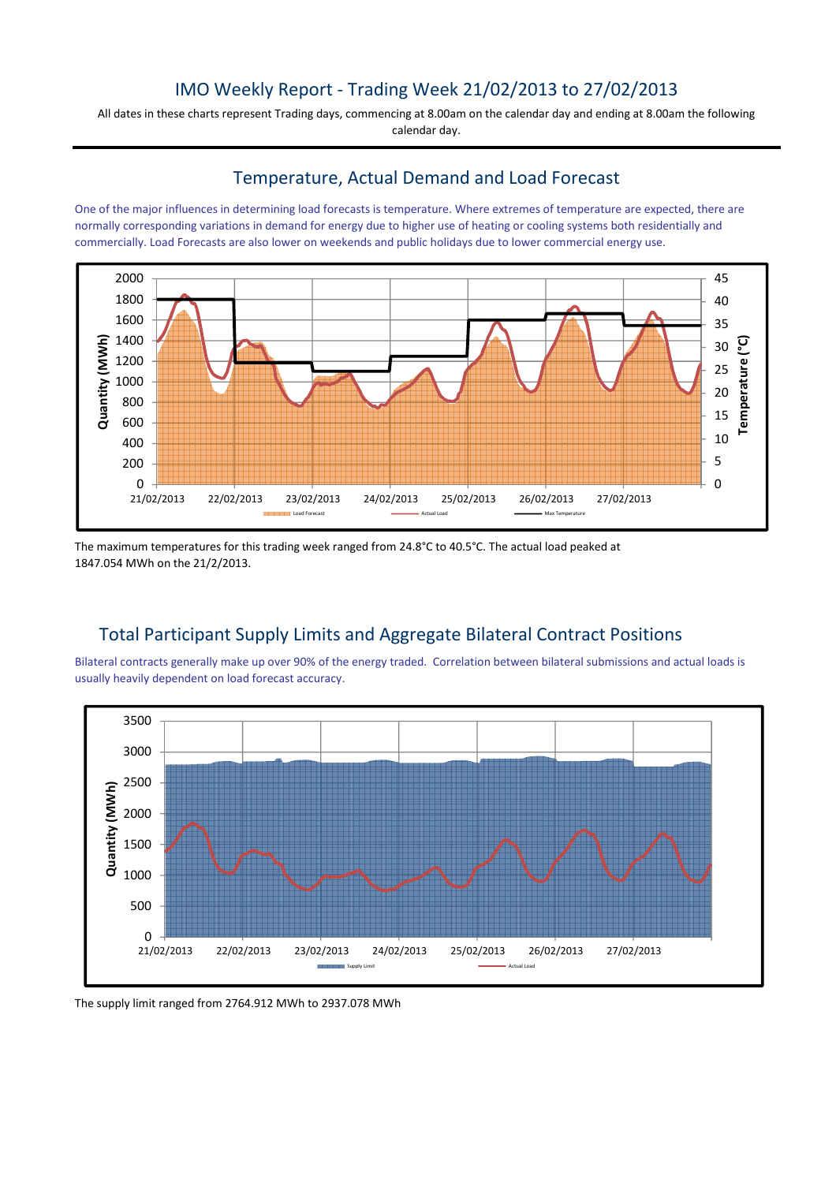# IMO Weekly Report - Trading Week 21/02/2013 to 27/02/2013

All dates in these charts represent Trading days, commencing at 8.00am on the calendar day and ending at 8.00am the following calendar day.

## Temperature, Actual Demand and Load Forecast

One of the major influences in determining load forecasts is temperature. Where extremes of temperature are expected, there are normally corresponding variations in demand for energy due to higher use of heating or cooling systems both residentially and commercially. Load Forecasts are also lower on weekends and public holidays due to lower commercial energy use.

The maximum temperatures for this trading week ranged from 24.8°C to 40.5°C. The actual load peaked at 1847.054 MWh on the 21/2/2013.

## Total Participant Supply Limits and Aggregate Bilateral Contract Positions

Bilateral contracts generally make up over 90% of the energy traded. Correlation between bilateral submissions and actual loads is usually heavily dependent on load forecast accuracy.

The supply limit ranged from 2764.912 MWh to 2937.078 MWh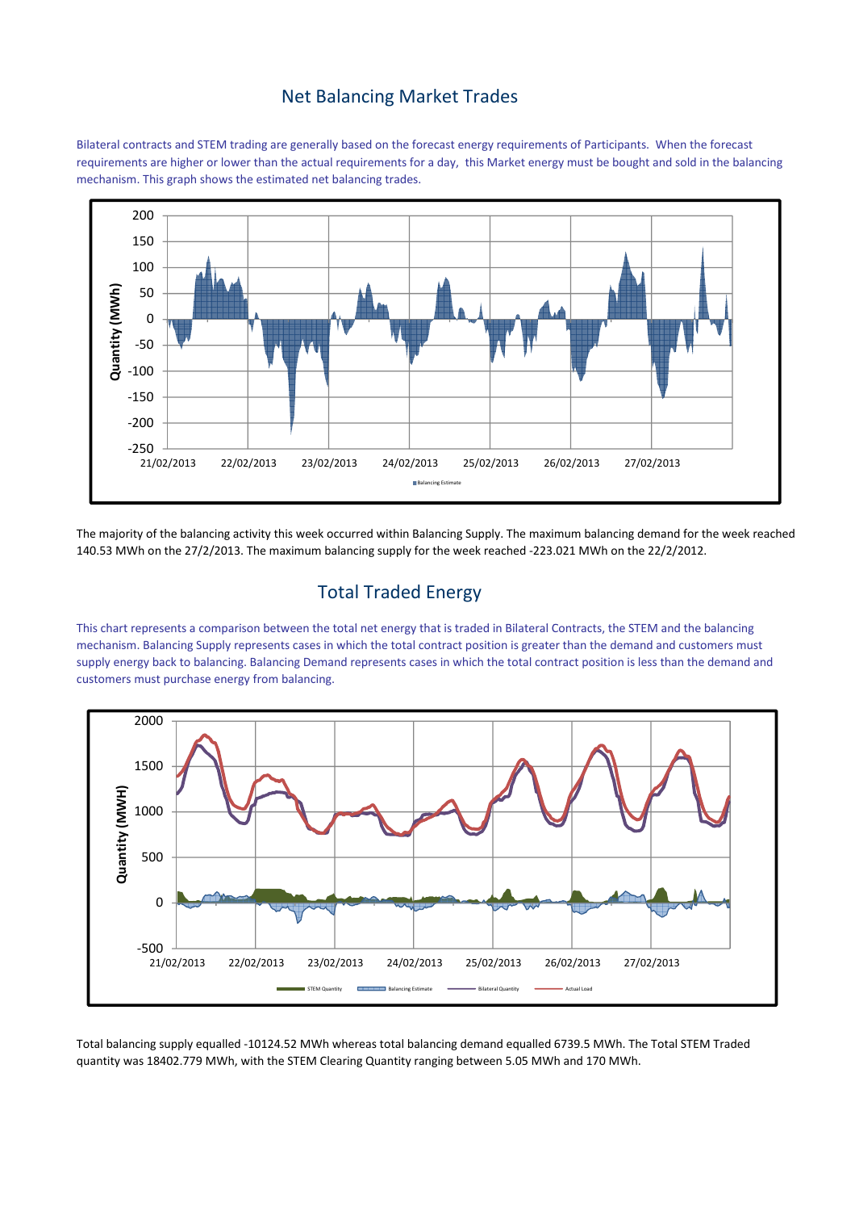## Net Balancing Market Trades

Bilateral contracts and STEM trading are generally based on the forecast energy requirements of Participants. When the forecast requirements are higher or lower than the actual requirements for a day, this Market energy must be bought and sold in the balancing mechanism. This graph shows the estimated net balancing trades.

The majority of the balancing activity this week occurred within Balancing Supply. The maximum balancing demand for the week reached 140.53 MWh on the 27/2/2013. The maximum balancing supply for the week reached -223.021 MWh on the 22/2/2012.

## Total Traded Energy

This chart represents a comparison between the total net energy that is traded in Bilateral Contracts, the STEM and the balancing mechanism. Balancing Supply represents cases in which the total contract position is greater than the demand and customers must supply energy back to balancing. Balancing Demand represents cases in which the total contract position is less than the demand and customers must purchase energy from balancing.

Total balancing supply equalled -10124.52 MWh whereas total balancing demand equalled 6739.5 MWh. The Total STEM Traded quantity was 18402.779 MWh, with the STEM Clearing Quantity ranging between 5.05 MWh and 170 MWh.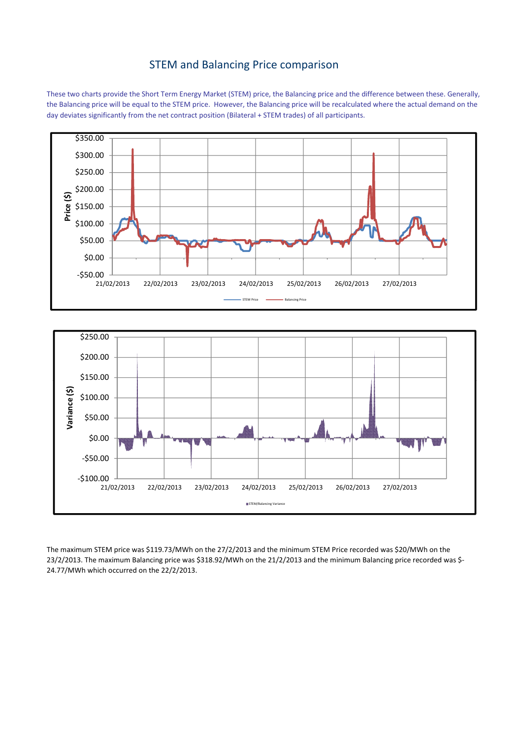# STEM and Balancing Price comparison

These two charts provide the Short Term Energy Market (STEM) price, the Balancing price and the difference between these. Generally, the Balancing price will be equal to the STEM price. However, the Balancing price will be recalculated where the actual demand on the day deviates significantly from the net contract position (Bilateral + STEM trades) of all participants.

Price ($)

$350.00
$300.00
$250.00
$200.00
$150.00
$100.00
$50.00
$0.00
-$50.00

21/02/2013 22/02/2013 23/02/2013 24/02/2013 25/02/2013 26/02/2013 27/02/2013

STEM Price Balancing Price

Variance ($)

$250.00
$200.00
$150.00
$100.00
$50.00
$0.00
-$50.00
-$100.00

21/02/2013 22/02/2013 23/02/2013 24/02/2013 25/02/2013 26/02/2013 27/02/2013

STEM/Balancing Variance

The maximum STEM price was $119.73/MWh on the 27/2/2013 and the minimum STEM Price recorded was $20/MWh on the 23/2/2013. The maximum Balancing price was $318.92/MWh on the 21/2/2013 and the minimum Balancing price recorded was $-24.77/MWh which occurred on the 22/2/2013.